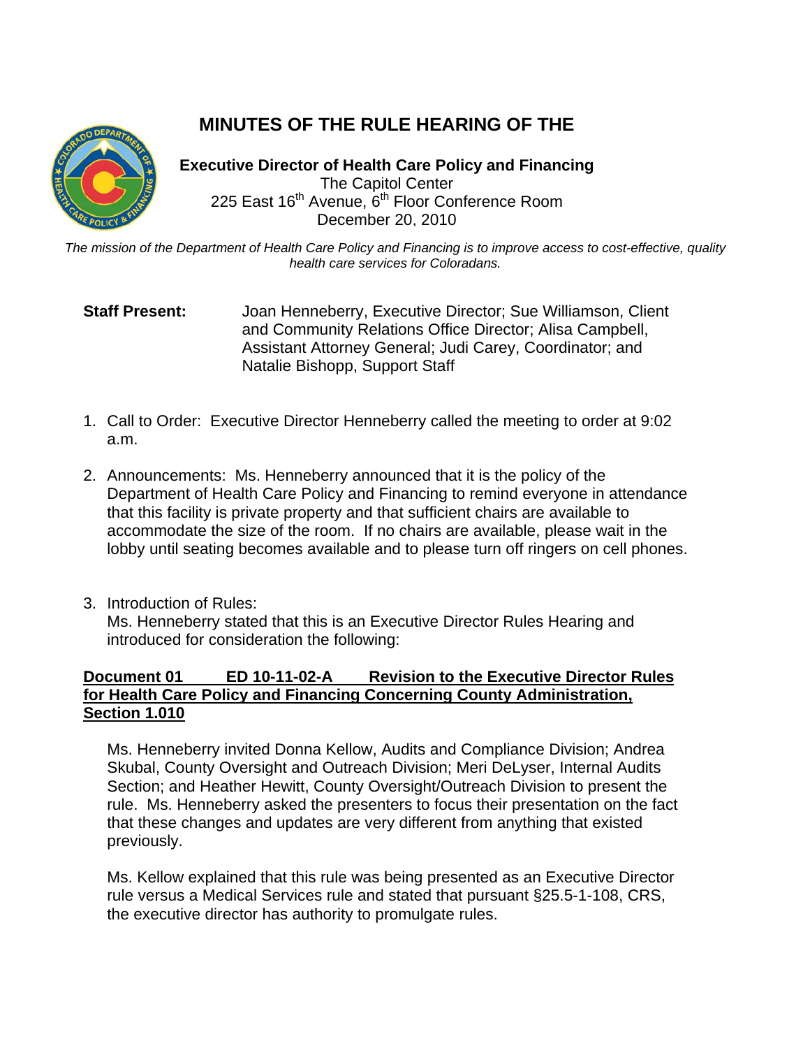# MINUTES OF THE RULE HEARING OF THE

**Executive Director of Health Care Policy and Financing**
The Capitol Center
225 East 16th Avenue, 6th Floor Conference Room
December 20, 2010

*The mission of the Department of Health Care Policy and Financing is to improve access to cost-effective, quality health care services for Coloradans.*

**Staff Present:** Joan Henneberry, Executive Director; Sue Williamson, Client and Community Relations Office Director; Alisa Campbell, Assistant Attorney General; Judi Carey, Coordinator; and Natalie Bishopp, Support Staff

1. Call to Order: Executive Director Henneberry called the meeting to order at 9:02 a.m.

2. Announcements: Ms. Henneberry announced that it is the policy of the Department of Health Care Policy and Financing to remind everyone in attendance that this facility is private property and that sufficient chairs are available to accommodate the size of the room. If no chairs are available, please wait in the lobby until seating becomes available and to please turn off ringers on cell phones.

3. Introduction of Rules:
   Ms. Henneberry stated that this is an Executive Director Rules Hearing and introduced for consideration the following:

**Document 01 ED 10-11-02-A Revision to the Executive Director Rules for Health Care Policy and Financing Concerning County Administration, Section 1.010**

Ms. Henneberry invited Donna Kellow, Audits and Compliance Division; Andrea Skubal, County Oversight and Outreach Division; Meri DeLyser, Internal Audits Section; and Heather Hewitt, County Oversight/Outreach Division to present the rule. Ms. Henneberry asked the presenters to focus their presentation on the fact that these changes and updates are very different from anything that existed previously.

Ms. Kellow explained that this rule was being presented as an Executive Director rule versus a Medical Services rule and stated that pursuant §25.5-1-108, CRS, the executive director has authority to promulgate rules.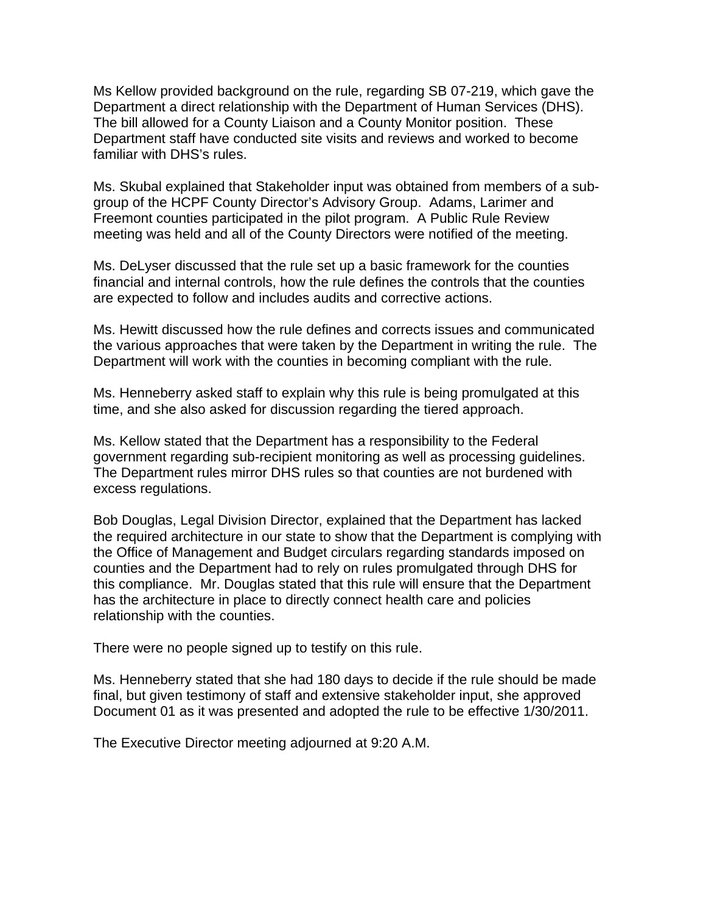Ms Kellow provided background on the rule, regarding SB 07-219, which gave the Department a direct relationship with the Department of Human Services (DHS). The bill allowed for a County Liaison and a County Monitor position. These Department staff have conducted site visits and reviews and worked to become familiar with DHS's rules.

Ms. Skubal explained that Stakeholder input was obtained from members of a sub-group of the HCPF County Director's Advisory Group. Adams, Larimer and Freemont counties participated in the pilot program. A Public Rule Review meeting was held and all of the County Directors were notified of the meeting.

Ms. DeLyser discussed that the rule set up a basic framework for the counties financial and internal controls, how the rule defines the controls that the counties are expected to follow and includes audits and corrective actions.

Ms. Hewitt discussed how the rule defines and corrects issues and communicated the various approaches that were taken by the Department in writing the rule. The Department will work with the counties in becoming compliant with the rule.

Ms. Henneberry asked staff to explain why this rule is being promulgated at this time, and she also asked for discussion regarding the tiered approach.

Ms. Kellow stated that the Department has a responsibility to the Federal government regarding sub-recipient monitoring as well as processing guidelines. The Department rules mirror DHS rules so that counties are not burdened with excess regulations.

Bob Douglas, Legal Division Director, explained that the Department has lacked the required architecture in our state to show that the Department is complying with the Office of Management and Budget circulars regarding standards imposed on counties and the Department had to rely on rules promulgated through DHS for this compliance. Mr. Douglas stated that this rule will ensure that the Department has the architecture in place to directly connect health care and policies relationship with the counties.

There were no people signed up to testify on this rule.

Ms. Henneberry stated that she had 180 days to decide if the rule should be made final, but given testimony of staff and extensive stakeholder input, she approved Document 01 as it was presented and adopted the rule to be effective 1/30/2011.

The Executive Director meeting adjourned at 9:20 A.M.